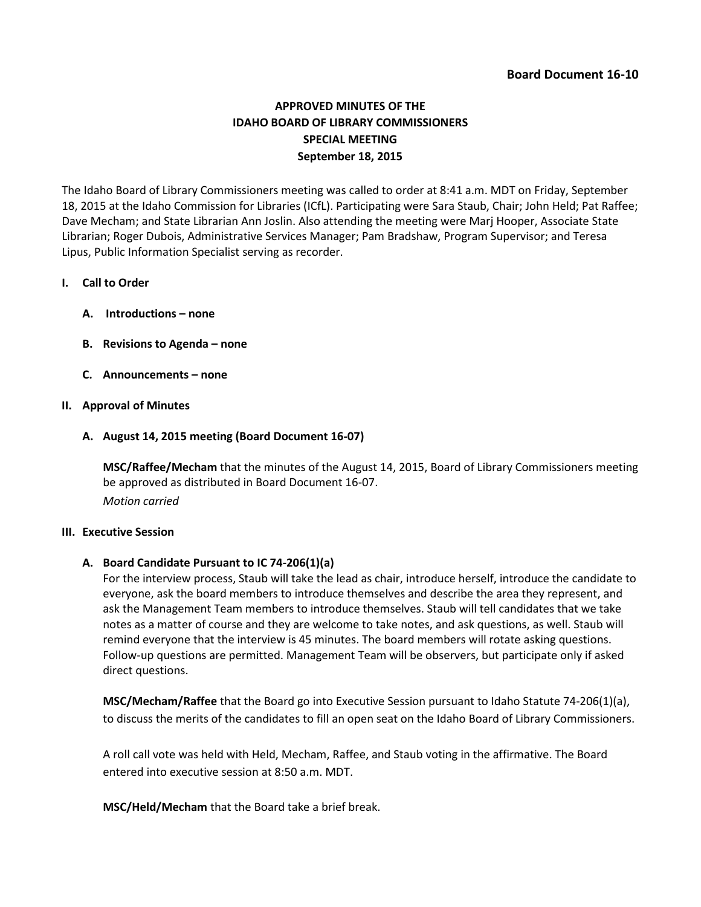**Board Document 16-10**

# APPROVED MINUTES OF THE IDAHO BOARD OF LIBRARY COMMISSIONERS SPECIAL MEETING September 18, 2015

The Idaho Board of Library Commissioners meeting was called to order at 8:41 a.m. MDT on Friday, September 18, 2015 at the Idaho Commission for Libraries (ICfL). Participating were Sara Staub, Chair; John Held; Pat Raffee; Dave Mecham; and State Librarian Ann Joslin. Also attending the meeting were Marj Hooper, Associate State Librarian; Roger Dubois, Administrative Services Manager; Pam Bradshaw, Program Supervisor; and Teresa Lipus, Public Information Specialist serving as recorder.

## I. Call to Order

### A. Introductions – none

### B. Revisions to Agenda – none

### C. Announcements – none

## II. Approval of Minutes

### A. August 14, 2015 meeting (Board Document 16-07)

**MSC/Raffee/Mecham** that the minutes of the August 14, 2015, Board of Library Commissioners meeting be approved as distributed in Board Document 16-07.

*Motion carried*

## III. Executive Session

### A. Board Candidate Pursuant to IC 74-206(1)(a)

For the interview process, Staub will take the lead as chair, introduce herself, introduce the candidate to everyone, ask the board members to introduce themselves and describe the area they represent, and ask the Management Team members to introduce themselves. Staub will tell candidates that we take notes as a matter of course and they are welcome to take notes, and ask questions, as well. Staub will remind everyone that the interview is 45 minutes. The board members will rotate asking questions. Follow-up questions are permitted. Management Team will be observers, but participate only if asked direct questions.

**MSC/Mecham/Raffee** that the Board go into Executive Session pursuant to Idaho Statute 74-206(1)(a), to discuss the merits of the candidates to fill an open seat on the Idaho Board of Library Commissioners.

A roll call vote was held with Held, Mecham, Raffee, and Staub voting in the affirmative. The Board entered into executive session at 8:50 a.m. MDT.

**MSC/Held/Mecham** that the Board take a brief break.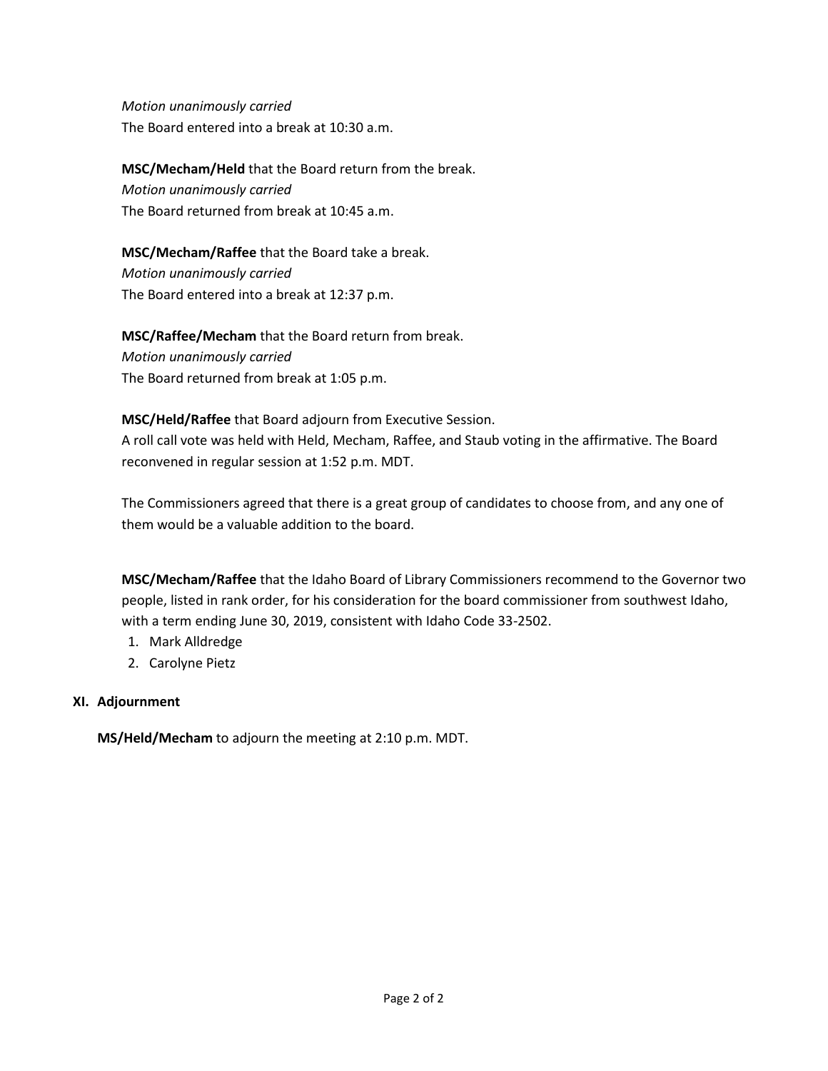*Motion unanimously carried*
The Board entered into a break at 10:30 a.m.

**MSC/Mecham/Held** that the Board return from the break.
*Motion unanimously carried*
The Board returned from break at 10:45 a.m.

**MSC/Mecham/Raffee** that the Board take a break.
*Motion unanimously carried*
The Board entered into a break at 12:37 p.m.

**MSC/Raffee/Mecham** that the Board return from break.
*Motion unanimously carried*
The Board returned from break at 1:05 p.m.

**MSC/Held/Raffee** that Board adjourn from Executive Session.
A roll call vote was held with Held, Mecham, Raffee, and Staub voting in the affirmative. The Board reconvened in regular session at 1:52 p.m. MDT.

The Commissioners agreed that there is a great group of candidates to choose from, and any one of them would be a valuable addition to the board.

**MSC/Mecham/Raffee** that the Idaho Board of Library Commissioners recommend to the Governor two people, listed in rank order, for his consideration for the board commissioner from southwest Idaho, with a term ending June 30, 2019, consistent with Idaho Code 33-2502.

1. Mark Alldredge
2. Carolyne Pietz

## XI. Adjournment

**MS/Held/Mecham** to adjourn the meeting at 2:10 p.m. MDT.